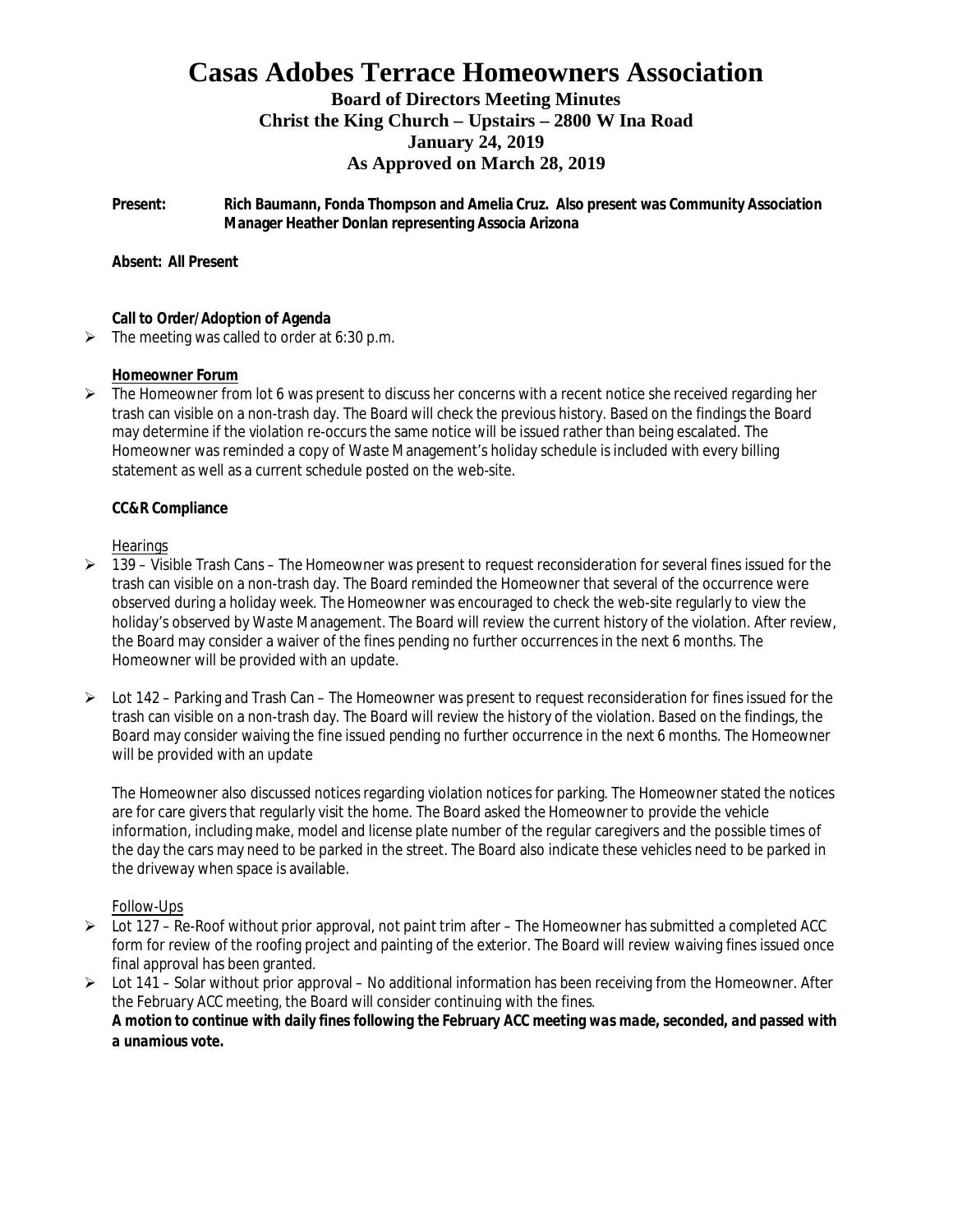# Casas Adobes Terrace Homeowners Association

### Board of Directors Meeting Minutes
### Christ the King Church – Upstairs – 2800 W Ina Road
### January 24, 2019
### As Approved on March 28, 2019

**Present:** **Rich Baumann, Fonda Thompson and Amelia Cruz. Also present was Community Association Manager Heather Donlan representing Associa Arizona**

**Absent: All Present**

**Call to Order/Adoption of Agenda**

- The meeting was called to order at 6:30 p.m.

**Homeowner Forum**

- The Homeowner from lot 6 was present to discuss her concerns with a recent notice she received regarding her trash can visible on a non-trash day. The Board will check the previous history. Based on the findings the Board may determine if the violation re-occurs the same notice will be issued rather than being escalated. The Homeowner was reminded a copy of Waste Management's holiday schedule is included with every billing statement as well as a current schedule posted on the web-site.

**CC&R Compliance**

Hearings

- 139 – Visible Trash Cans – The Homeowner was present to request reconsideration for several fines issued for the trash can visible on a non-trash day. The Board reminded the Homeowner that several of the occurrence were observed during a holiday week. The Homeowner was encouraged to check the web-site regularly to view the holiday's observed by Waste Management. The Board will review the current history of the violation. After review, the Board may consider a waiver of the fines pending no further occurrences in the next 6 months. The Homeowner will be provided with an update.

- Lot 142 – Parking and Trash Can – The Homeowner was present to request reconsideration for fines issued for the trash can visible on a non-trash day. The Board will review the history of the violation. Based on the findings, the Board may consider waiving the fine issued pending no further occurrence in the next 6 months. The Homeowner will be provided with an update

  The Homeowner also discussed notices regarding violation notices for parking. The Homeowner stated the notices are for care givers that regularly visit the home. The Board asked the Homeowner to provide the vehicle information, including make, model and license plate number of the regular caregivers and the possible times of the day the cars may need to be parked in the street. The Board also indicate these vehicles need to be parked in the driveway when space is available.

Follow-Ups

- Lot 127 – Re-Roof without prior approval, not paint trim after – The Homeowner has submitted a completed ACC form for review of the roofing project and painting of the exterior. The Board will review waiving fines issued once final approval has been granted.
- Lot 141 – Solar without prior approval – No additional information has been receiving from the Homeowner. After the February ACC meeting, the Board will consider continuing with the fines.
  ***A motion to continue with daily fines following the February ACC meeting was made, seconded, and passed with a unamious vote.***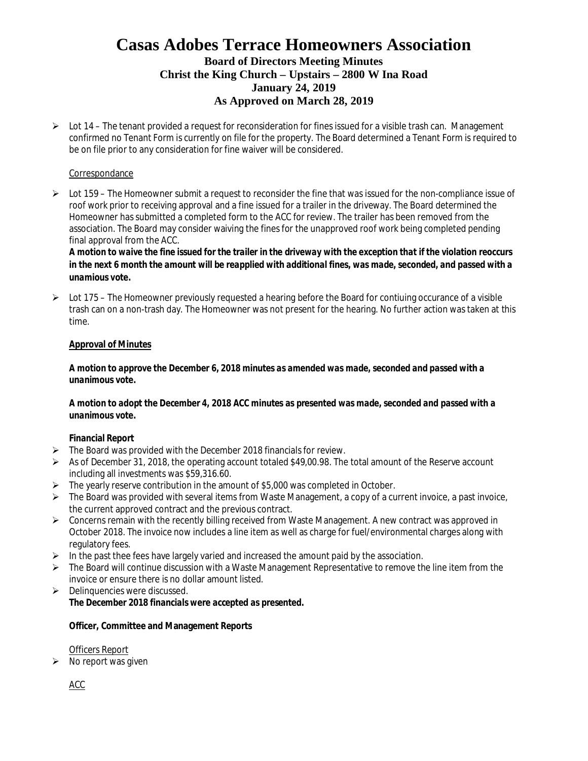# Casas Adobes Terrace Homeowners Association

### Board of Directors Meeting Minutes
### Christ the King Church – Upstairs – 2800 W Ina Road
### January 24, 2019
### As Approved on March 28, 2019

- Lot 14 – The tenant provided a request for reconsideration for fines issued for a visible trash can. Management confirmed no Tenant Form is currently on file for the property. The Board determined a Tenant Form is required to be on file prior to any consideration for fine waiver will be considered.

Correspondance

- Lot 159 – The Homeowner submit a request to reconsider the fine that was issued for the non-compliance issue of roof work prior to receiving approval and a fine issued for a trailer in the driveway. The Board determined the Homeowner has submitted a completed form to the ACC for review. The trailer has been removed from the association. The Board may consider waiving the fines for the unapproved roof work being completed pending final approval from the ACC.
  ***A motion to waive the fine issued for the trailer in the driveway with the exception that if the violation reoccurs in the next 6 month the amount will be reapplied with additional fines, was made, seconded, and passed with a unamious vote.***

- Lot 175 – The Homeowner previously requested a hearing before the Board for contiuing occurance of a visible trash can on a non-trash day. The Homeowner was not present for the hearing. No further action was taken at this time.

**Approval of Minutes**

***A motion to approve the December 6, 2018 minutes as amended was made, seconded and passed with a unanimous vote.***

***A motion to adopt the December 4, 2018 ACC minutes as presented was made, seconded and passed with a unanimous vote.***

**Financial Report**

- The Board was provided with the December 2018 financials for review.
- As of December 31, 2018, the operating account totaled $49,00.98. The total amount of the Reserve account including all investments was $59,316.60.
- The yearly reserve contribution in the amount of $5,000 was completed in October.
- The Board was provided with several items from Waste Management, a copy of a current invoice, a past invoice, the current approved contract and the previous contract.
- Concerns remain with the recently billing received from Waste Management. A new contract was approved in October 2018. The invoice now includes a line item as well as charge for fuel/environmental charges along with regulatory fees.
- In the past thee fees have largely varied and increased the amount paid by the association.
- The Board will continue discussion with a Waste Management Representative to remove the line item from the invoice or ensure there is no dollar amount listed.
- Delinquencies were discussed.
  **The December 2018 financials were accepted as presented.**

**Officer, Committee and Management Reports**

Officers Report

- No report was given

ACC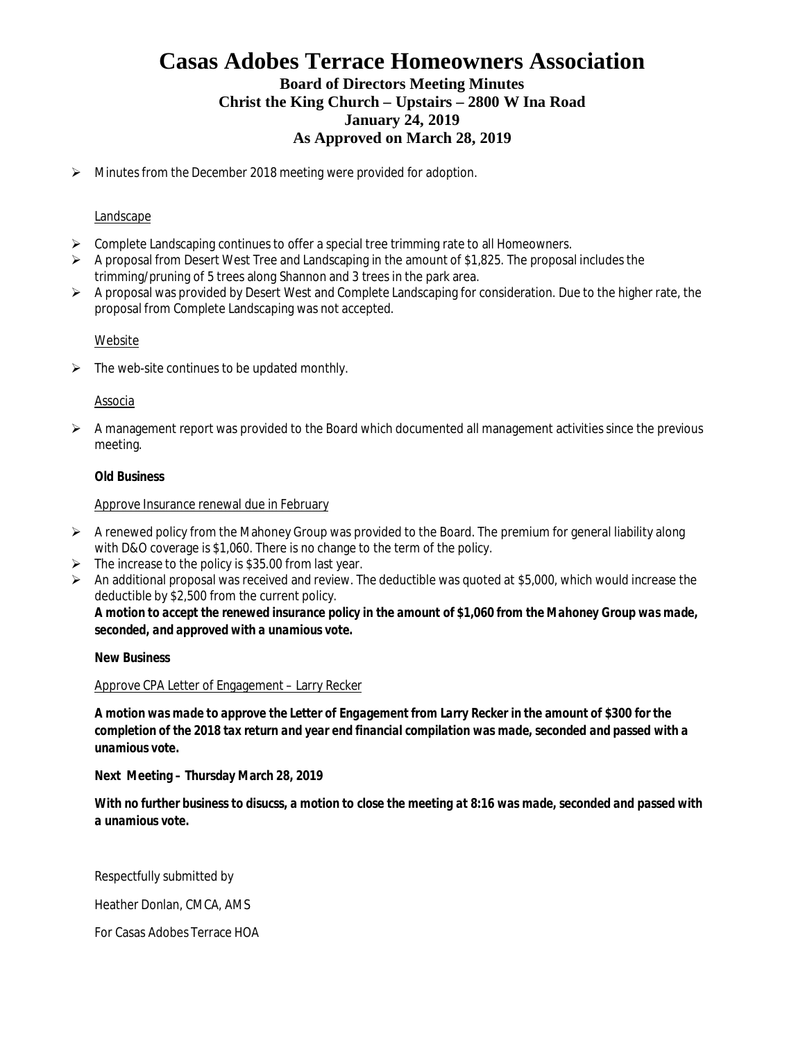# Casas Adobes Terrace Homeowners Association

### Board of Directors Meeting Minutes
### Christ the King Church – Upstairs – 2800 W Ina Road
### January 24, 2019
### As Approved on March 28, 2019

- Minutes from the December 2018 meeting were provided for adoption.

Landscape

- Complete Landscaping continues to offer a special tree trimming rate to all Homeowners.
- A proposal from Desert West Tree and Landscaping in the amount of $1,825. The proposal includes the trimming/pruning of 5 trees along Shannon and 3 trees in the park area.
- A proposal was provided by Desert West and Complete Landscaping for consideration. Due to the higher rate, the proposal from Complete Landscaping was not accepted.

Website

- The web-site continues to be updated monthly.

Associa

- A management report was provided to the Board which documented all management activities since the previous meeting.

**Old Business**

Approve Insurance renewal due in February

- A renewed policy from the Mahoney Group was provided to the Board. The premium for general liability along with D&O coverage is $1,060. There is no change to the term of the policy.
- The increase to the policy is $35.00 from last year.
- An additional proposal was received and review. The deductible was quoted at $5,000, which would increase the deductible by $2,500 from the current policy.

**A motion to accept the renewed insurance policy in the amount of $1,060 from the Mahoney Group was made, seconded, and approved with a unamious vote.**

**New Business**

Approve CPA Letter of Engagement – Larry Recker

**A motion was made to approve the Letter of Engagement from Larry Recker in the amount of $300 for the completion of the 2018 tax return and year end financial compilation was made, seconded and passed with a unamious vote.**

**Next Meeting – Thursday March 28, 2019**

**With no further business to disucss, a motion to close the meeting at 8:16 was made, seconded and passed with a unamious vote.**

Respectfully submitted by

Heather Donlan, CMCA, AMS

For Casas Adobes Terrace HOA